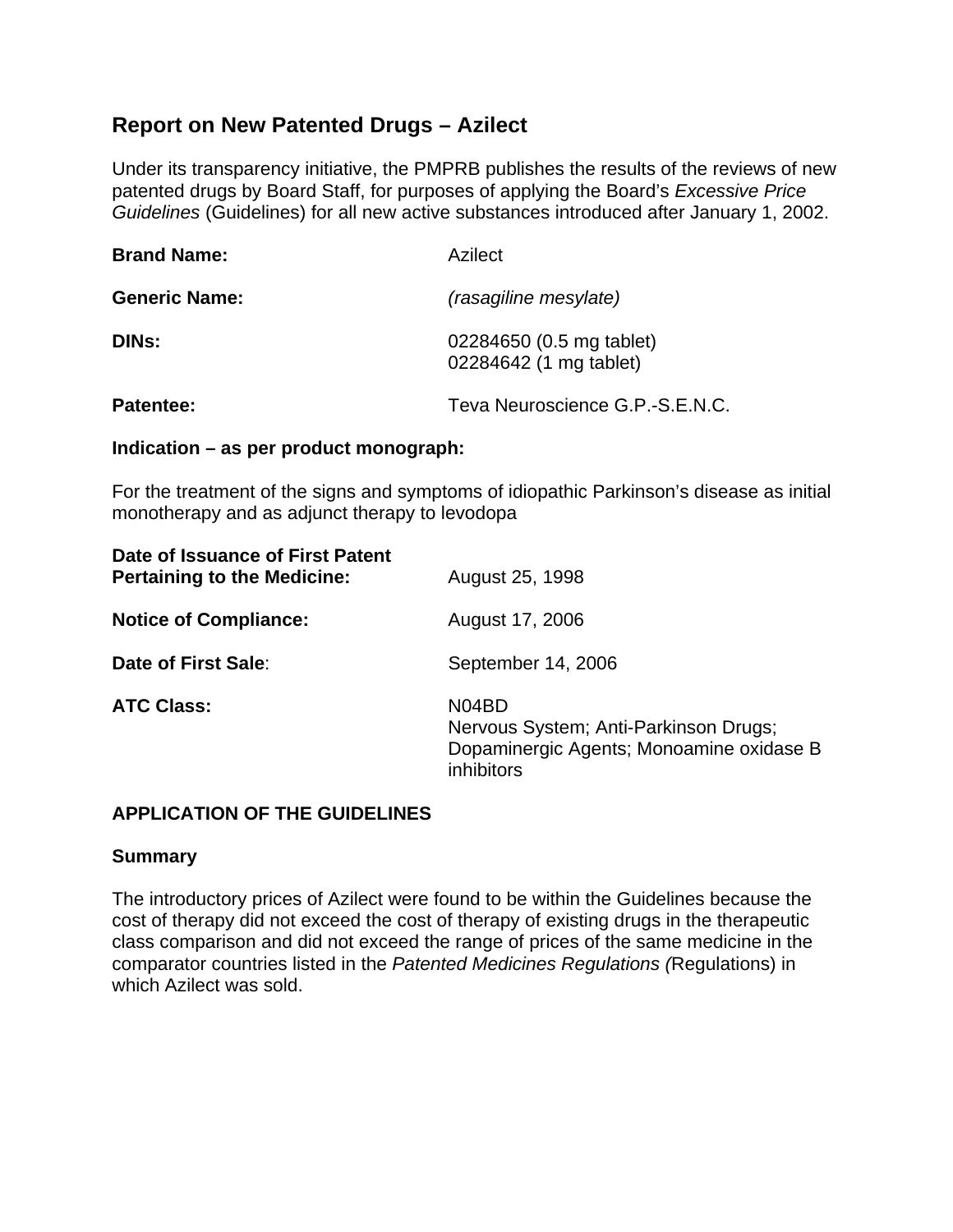# Report on New Patented Drugs – Azilect

Under its transparency initiative, the PMPRB publishes the results of the reviews of new patented drugs by Board Staff, for purposes of applying the Board's *Excessive Price Guidelines* (Guidelines) for all new active substances introduced after January 1, 2002.

**Brand Name:** Azilect

**Generic Name:** *(rasagiline mesylate)*

**DINs:** 02284650 (0.5 mg tablet)
02284642 (1 mg tablet)

**Patentee:** Teva Neuroscience G.P.-S.E.N.C.

**Indication – as per product monograph:**

For the treatment of the signs and symptoms of idiopathic Parkinson's disease as initial monotherapy and as adjunct therapy to levodopa

**Date of Issuance of First Patent Pertaining to the Medicine:** August 25, 1998

**Notice of Compliance:** August 17, 2006

**Date of First Sale**: September 14, 2006

**ATC Class:** N04BD
Nervous System; Anti-Parkinson Drugs; Dopaminergic Agents; Monoamine oxidase B inhibitors

## APPLICATION OF THE GUIDELINES

### Summary

The introductory prices of Azilect were found to be within the Guidelines because the cost of therapy did not exceed the cost of therapy of existing drugs in the therapeutic class comparison and did not exceed the range of prices of the same medicine in the comparator countries listed in the *Patented Medicines Regulations (*Regulations) in which Azilect was sold.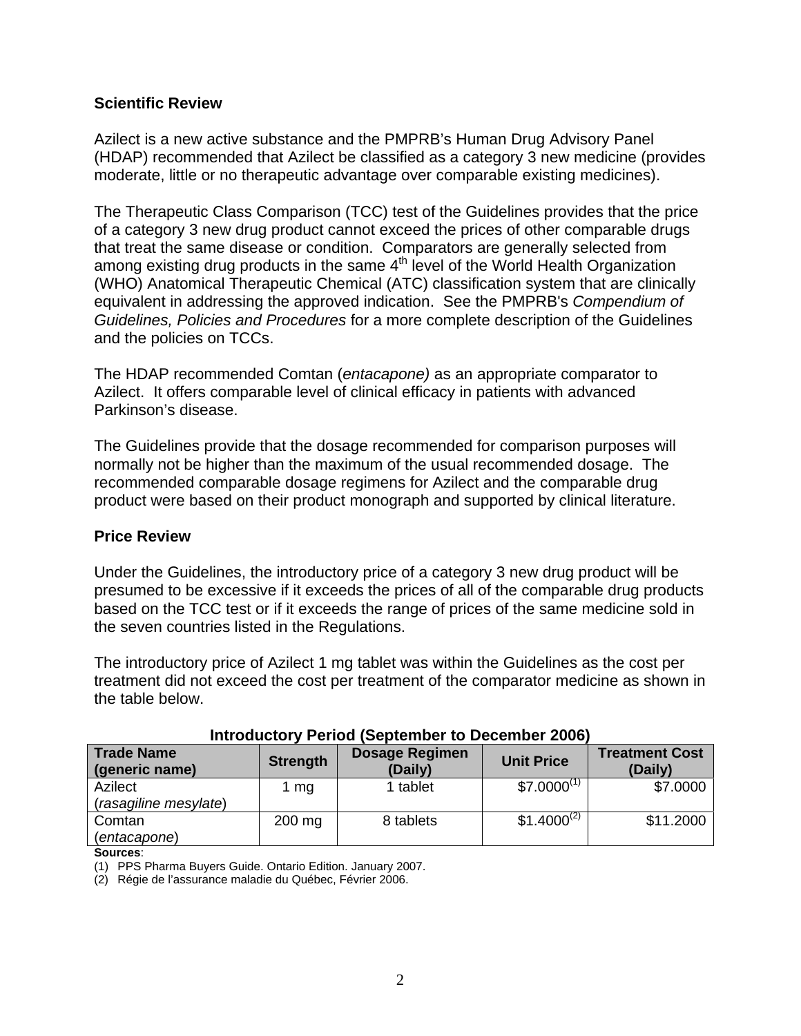## Scientific Review

Azilect is a new active substance and the PMPRB's Human Drug Advisory Panel (HDAP) recommended that Azilect be classified as a category 3 new medicine (provides moderate, little or no therapeutic advantage over comparable existing medicines).

The Therapeutic Class Comparison (TCC) test of the Guidelines provides that the price of a category 3 new drug product cannot exceed the prices of other comparable drugs that treat the same disease or condition. Comparators are generally selected from among existing drug products in the same 4th level of the World Health Organization (WHO) Anatomical Therapeutic Chemical (ATC) classification system that are clinically equivalent in addressing the approved indication. See the PMPRB's *Compendium of Guidelines, Policies and Procedures* for a more complete description of the Guidelines and the policies on TCCs.

The HDAP recommended Comtan (*entacapone)* as an appropriate comparator to Azilect. It offers comparable level of clinical efficacy in patients with advanced Parkinson's disease.

The Guidelines provide that the dosage recommended for comparison purposes will normally not be higher than the maximum of the usual recommended dosage. The recommended comparable dosage regimens for Azilect and the comparable drug product were based on their product monograph and supported by clinical literature.

## Price Review

Under the Guidelines, the introductory price of a category 3 new drug product will be presumed to be excessive if it exceeds the prices of all of the comparable drug products based on the TCC test or if it exceeds the range of prices of the same medicine sold in the seven countries listed in the Regulations.

The introductory price of Azilect 1 mg tablet was within the Guidelines as the cost per treatment did not exceed the cost per treatment of the comparator medicine as shown in the table below.

**Introductory Period (September to December 2006)**

| Trade Name (generic name) | Strength | Dosage Regimen (Daily) | Unit Price | Treatment Cost (Daily) |
|---|---|---|---|---|
| Azilect (*rasagiline mesylate*) | 1 mg | 1 tablet | $7.0000(1) | $7.0000 |
| Comtan (*entacapone*) | 200 mg | 8 tablets | $1.4000(2) | $11.2000 |

**Sources**:

(1) PPS Pharma Buyers Guide. Ontario Edition. January 2007.

(2) Régie de l'assurance maladie du Québec, Février 2006.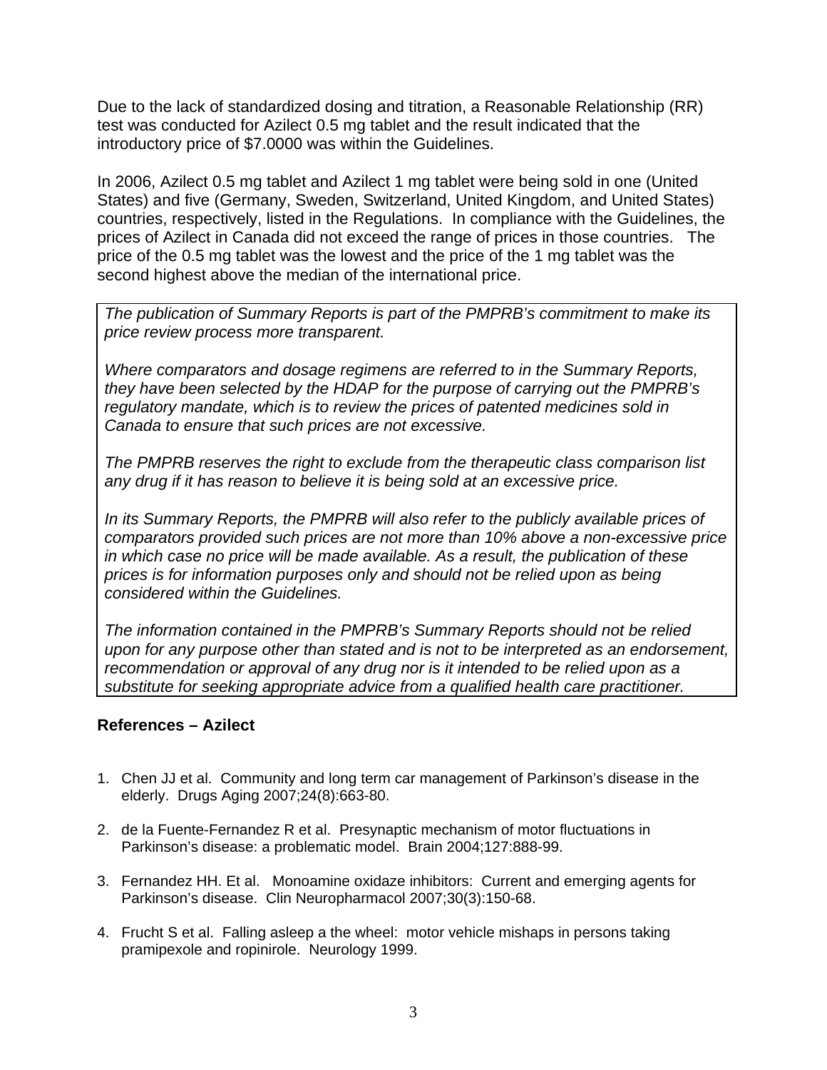Due to the lack of standardized dosing and titration, a Reasonable Relationship (RR) test was conducted for Azilect 0.5 mg tablet and the result indicated that the introductory price of $7.0000 was within the Guidelines.

In 2006, Azilect 0.5 mg tablet and Azilect 1 mg tablet were being sold in one (United States) and five (Germany, Sweden, Switzerland, United Kingdom, and United States) countries, respectively, listed in the Regulations. In compliance with the Guidelines, the prices of Azilect in Canada did not exceed the range of prices in those countries. The price of the 0.5 mg tablet was the lowest and the price of the 1 mg tablet was the second highest above the median of the international price.

*The publication of Summary Reports is part of the PMPRB's commitment to make its price review process more transparent.*

*Where comparators and dosage regimens are referred to in the Summary Reports, they have been selected by the HDAP for the purpose of carrying out the PMPRB's regulatory mandate, which is to review the prices of patented medicines sold in Canada to ensure that such prices are not excessive.*

*The PMPRB reserves the right to exclude from the therapeutic class comparison list any drug if it has reason to believe it is being sold at an excessive price.*

*In its Summary Reports, the PMPRB will also refer to the publicly available prices of comparators provided such prices are not more than 10% above a non-excessive price in which case no price will be made available. As a result, the publication of these prices is for information purposes only and should not be relied upon as being considered within the Guidelines.*

*The information contained in the PMPRB's Summary Reports should not be relied upon for any purpose other than stated and is not to be interpreted as an endorsement, recommendation or approval of any drug nor is it intended to be relied upon as a substitute for seeking appropriate advice from a qualified health care practitioner.*

## References – Azilect

1. Chen JJ et al. Community and long term car management of Parkinson's disease in the elderly. Drugs Aging 2007;24(8):663-80.
2. de la Fuente-Fernandez R et al. Presynaptic mechanism of motor fluctuations in Parkinson's disease: a problematic model. Brain 2004;127:888-99.
3. Fernandez HH. Et al. Monoamine oxidaze inhibitors: Current and emerging agents for Parkinson's disease. Clin Neuropharmacol 2007;30(3):150-68.
4. Frucht S et al. Falling asleep a the wheel: motor vehicle mishaps in persons taking pramipexole and ropinirole. Neurology 1999.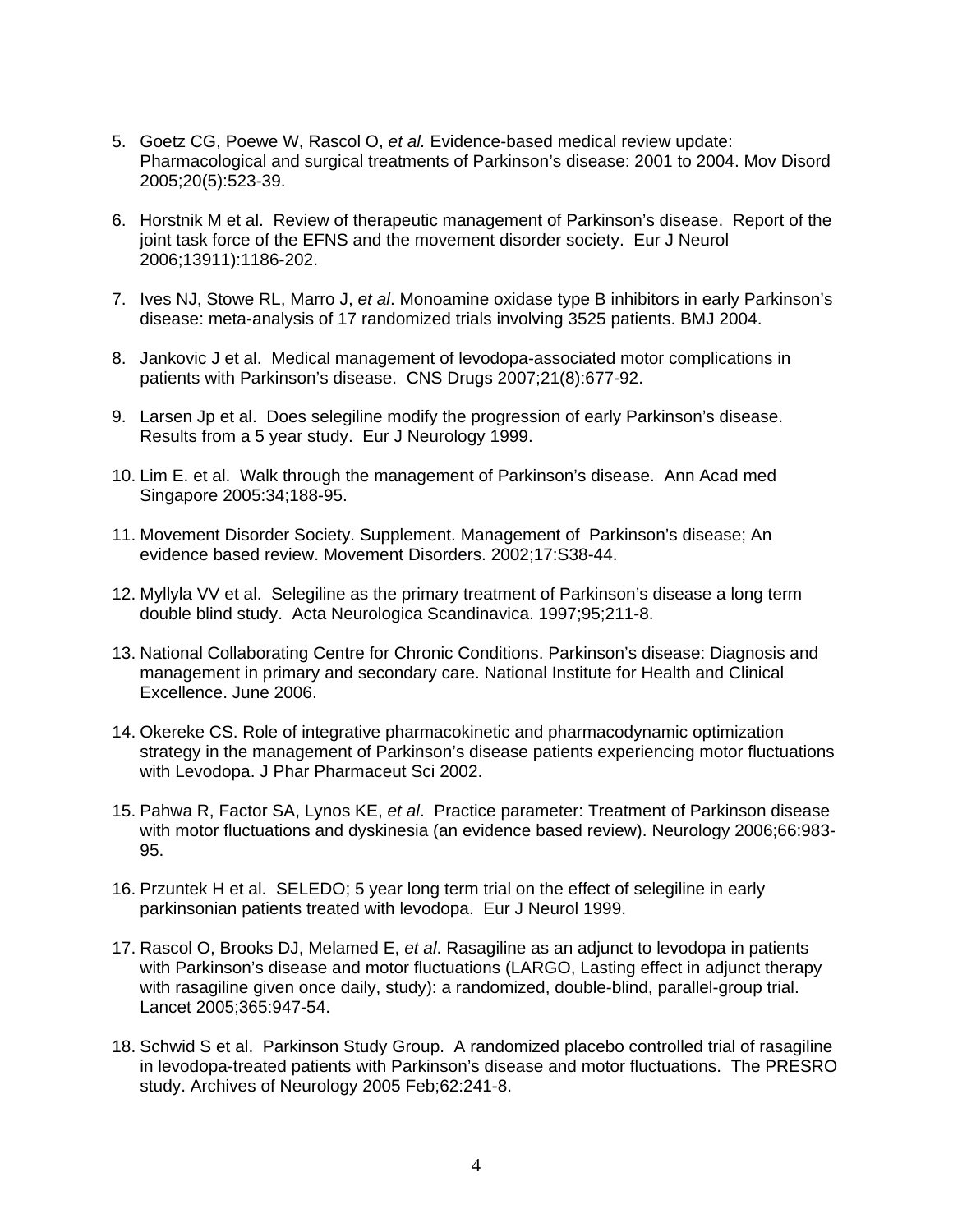5. Goetz CG, Poewe W, Rascol O, *et al.* Evidence-based medical review update: Pharmacological and surgical treatments of Parkinson's disease: 2001 to 2004. Mov Disord 2005;20(5):523-39.

6. Horstnik M et al. Review of therapeutic management of Parkinson's disease. Report of the joint task force of the EFNS and the movement disorder society. Eur J Neurol 2006;13911):1186-202.

7. Ives NJ, Stowe RL, Marro J, *et al*. Monoamine oxidase type B inhibitors in early Parkinson's disease: meta-analysis of 17 randomized trials involving 3525 patients. BMJ 2004.

8. Jankovic J et al. Medical management of levodopa-associated motor complications in patients with Parkinson's disease. CNS Drugs 2007;21(8):677-92.

9. Larsen Jp et al. Does selegiline modify the progression of early Parkinson's disease. Results from a 5 year study. Eur J Neurology 1999.

10. Lim E. et al. Walk through the management of Parkinson's disease. Ann Acad med Singapore 2005:34;188-95.

11. Movement Disorder Society. Supplement. Management of Parkinson's disease; An evidence based review. Movement Disorders. 2002;17:S38-44.

12. Myllyla VV et al. Selegiline as the primary treatment of Parkinson's disease a long term double blind study. Acta Neurologica Scandinavica. 1997;95;211-8.

13. National Collaborating Centre for Chronic Conditions. Parkinson's disease: Diagnosis and management in primary and secondary care. National Institute for Health and Clinical Excellence. June 2006.

14. Okereke CS. Role of integrative pharmacokinetic and pharmacodynamic optimization strategy in the management of Parkinson's disease patients experiencing motor fluctuations with Levodopa. J Phar Pharmaceut Sci 2002.

15. Pahwa R, Factor SA, Lynos KE, *et al*. Practice parameter: Treatment of Parkinson disease with motor fluctuations and dyskinesia (an evidence based review). Neurology 2006;66:983-95.

16. Przuntek H et al. SELEDO; 5 year long term trial on the effect of selegiline in early parkinsonian patients treated with levodopa. Eur J Neurol 1999.

17. Rascol O, Brooks DJ, Melamed E, *et al*. Rasagiline as an adjunct to levodopa in patients with Parkinson's disease and motor fluctuations (LARGO, Lasting effect in adjunct therapy with rasagiline given once daily, study): a randomized, double-blind, parallel-group trial. Lancet 2005;365:947-54.

18. Schwid S et al. Parkinson Study Group. A randomized placebo controlled trial of rasagiline in levodopa-treated patients with Parkinson's disease and motor fluctuations. The PRESRO study. Archives of Neurology 2005 Feb;62:241-8.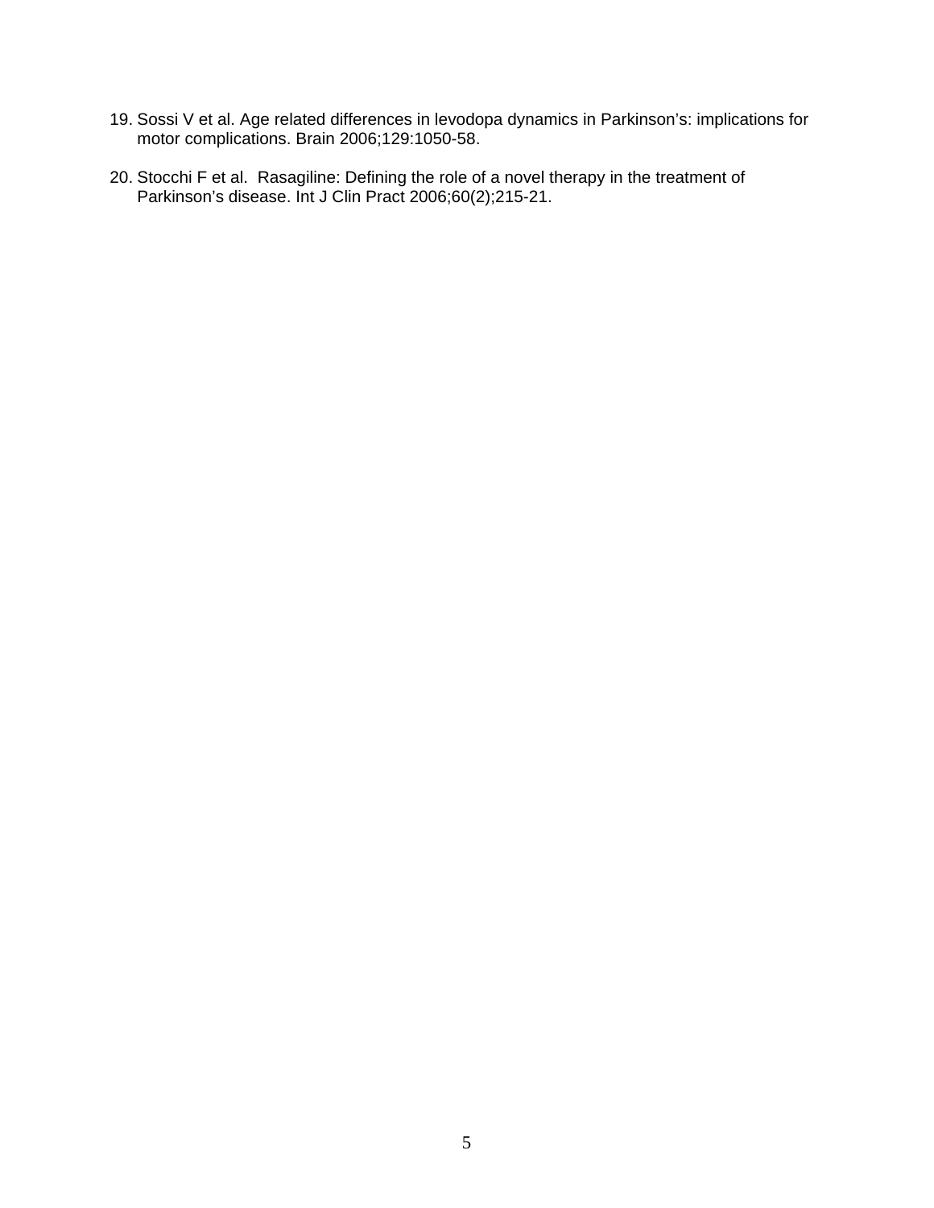19. Sossi V et al. Age related differences in levodopa dynamics in Parkinson's: implications for motor complications. Brain 2006;129:1050-58.

20. Stocchi F et al. Rasagiline: Defining the role of a novel therapy in the treatment of Parkinson's disease. Int J Clin Pract 2006;60(2);215-21.